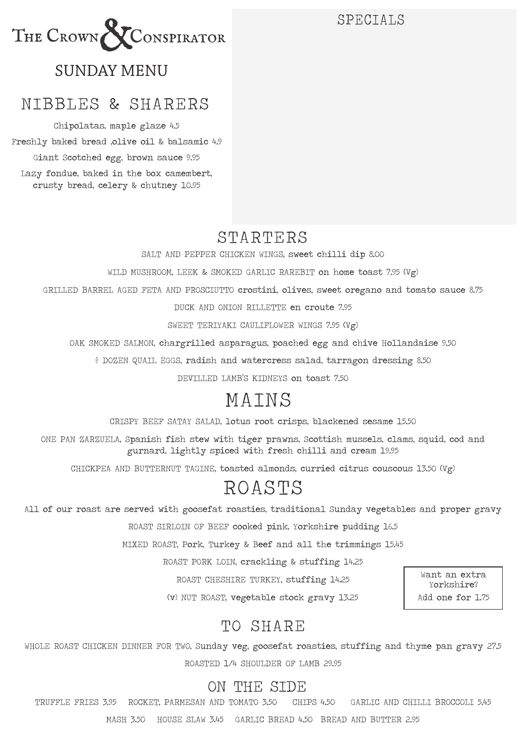# THE CROWN & CONSPIRATOR

## SUNDAY MENU

## NIBBLES & SHARERS

Chipolatas, maple glaze 4.5

Freshly baked bread ,olive oil & balsamic 4.9

Giant Scotched egg, brown sauce 9.95

Lazy fondue, baked in the box camembert, crusty bread, celery & chutney 10.95

## SPECIALS

## STARTERS

SALT AND PEPPER CHICKEN WINGS, sweet chilli dip 8.00

WILD MUSHROOM, LEEK & SMOKED GARLIC RAREBIT on home toast 7.95 (Vg)

GRILLED BARREL AGED FETA AND PROSCIUTTO crostini, olives, sweet oregano and tomato sauce 8.75

DUCK AND ONION RILLETTE en croute 7.95

SWEET TERIYAKI CAULIFLOWER WINGS 7.95 (Vg)

OAK SMOKED SALMON, chargrilled asparagus, poached egg and chive Hollandaise 9.50

½ DOZEN QUAIL EGGS, radish and watercress salad, tarragon dressing 8.50

DEVILLED LAMB'S KIDNEYS on toast 7.50

## MAINS

CRISPY BEEF SATAY SALAD, lotus root crisps, blackened sesame 15.50

ONE PAN ZARZUELA, Spanish fish stew with tiger prawns, Scottish mussels, clams, squid, cod and gurnard, lightly spiced with fresh chilli and cream 19.95

CHICKPEA AND BUTTERNUT TAGINE, toasted almonds, curried citrus couscous 13.50 (Vg)

## ROASTS

All of our roast are served with goosefat roasties, traditional Sunday vegetables and proper gravy

ROAST SIRLOIN OF BEEF cooked pink, Yorkshire pudding 16.5

MIXED ROAST, Pork, Turkey & Beef and all the trimmings 15.45

ROAST PORK LOIN, crackling & stuffing 14.25

ROAST CHESHIRE TURKEY, stuffing 14.25

(v) NUT ROAST, vegetable stock gravy 13.25

Want an extra Yorkshire? Add one for 1.75

## TO SHARE

WHOLE ROAST CHICKEN DINNER FOR TWO, Sunday veg, goosefat roasties, stuffing and thyme pan gravy 27.5

ROASTED 1/4 SHOULDER OF LAMB 29.95

## ON THE SIDE

TRUFFLE FRIES 3.95 ROCKET, PARMESAN AND TOMATO 3.50 CHIPS 4.50 GARLIC AND CHILLI BROCCOLI 5.45

MASH 3.50 HOUSE SLAW 3.45 GARLIC BREAD 4.50 BREAD AND BUTTER 2.95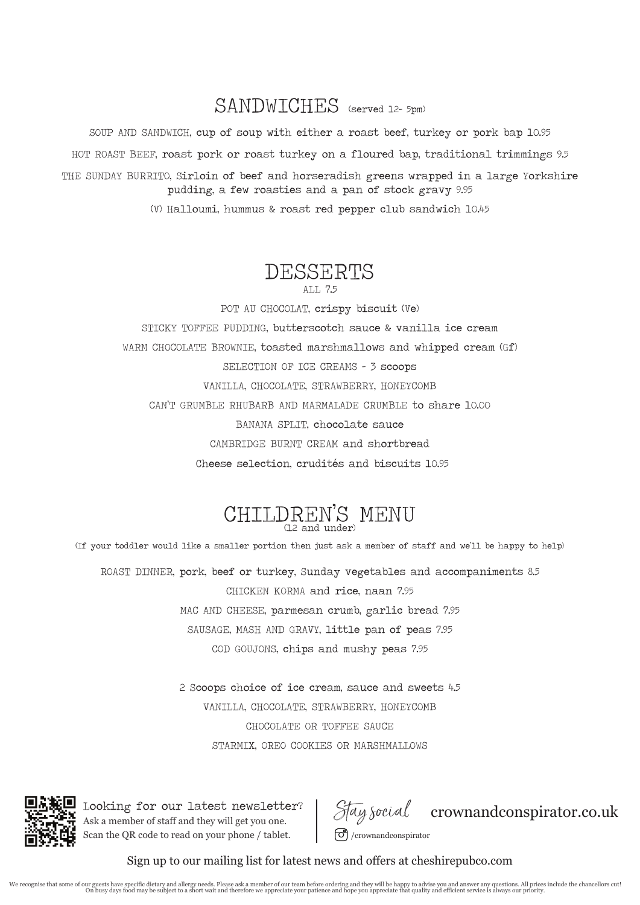## SANDWICHES (served 12- 5pm)

SOUP AND SANDWICH, cup of soup with either a roast beef, turkey or pork bap 10.95

HOT ROAST BEEF, roast pork or roast turkey on a floured bap, traditional trimmings 9.5

THE SUNDAY BURRITO, Sirloin of beef and horseradish greens wrapped in a large Yorkshire pudding, a few roasties and a pan of stock gravy 9.95

(V) Halloumi, hummus & roast red pepper club sandwich 10.45

## DESSERTS

ALL 7.5

POT AU CHOCOLAT, crispy biscuit (Ve)

STICKY TOFFEE PUDDING, butterscotch sauce & vanilla ice cream

WARM CHOCOLATE BROWNIE, toasted marshmallows and whipped cream (Gf)

SELECTION OF ICE CREAMS - 3 scoops

VANILLA, CHOCOLATE, STRAWBERRY, HONEYCOMB

CAN'T GRUMBLE RHUBARB AND MARMALADE CRUMBLE to share 10.00

BANANA SPLIT, chocolate sauce

CAMBRIDGE BURNT CREAM and shortbread

Cheese selection, crudités and biscuits 10.95

## CHILDREN'S MENU

(12 and under)

(If your toddler would like a smaller portion then just ask a member of staff and we'll be happy to help)

ROAST DINNER, pork, beef or turkey, Sunday vegetables and accompaniments 8.5

CHICKEN KORMA and rice, naan 7.95

MAC AND CHEESE, parmesan crumb, garlic bread 7.95

SAUSAGE, MASH AND GRAVY, little pan of peas 7.95

COD GOUJONS, chips and mushy peas 7.95

2 Scoops choice of ice cream, sauce and sweets 4.5

VANILLA, CHOCOLATE, STRAWBERRY, HONEYCOMB

CHOCOLATE OR TOFFEE SAUCE

STARMIX, OREO COOKIES OR MARSHMALLOWS

Looking for our latest newsletter?
Ask a member of staff and they will get you one.
Scan the QR code to read on your phone / tablet.

Stay social

/crownandconspirator

crownandconspirator.co.uk

Sign up to our mailing list for latest news and offers at cheshirepubco.com

We recognise that some of our guests have specific dietary and allergy needs. Please ask a member of our team before ordering and they will be happy to advise you and answer any questions. All prices include the chancellors cut! On busy days food may be subject to a short wait and therefore we appreciate your patience and hope you appreciate that quality and efficient service is always our priority.